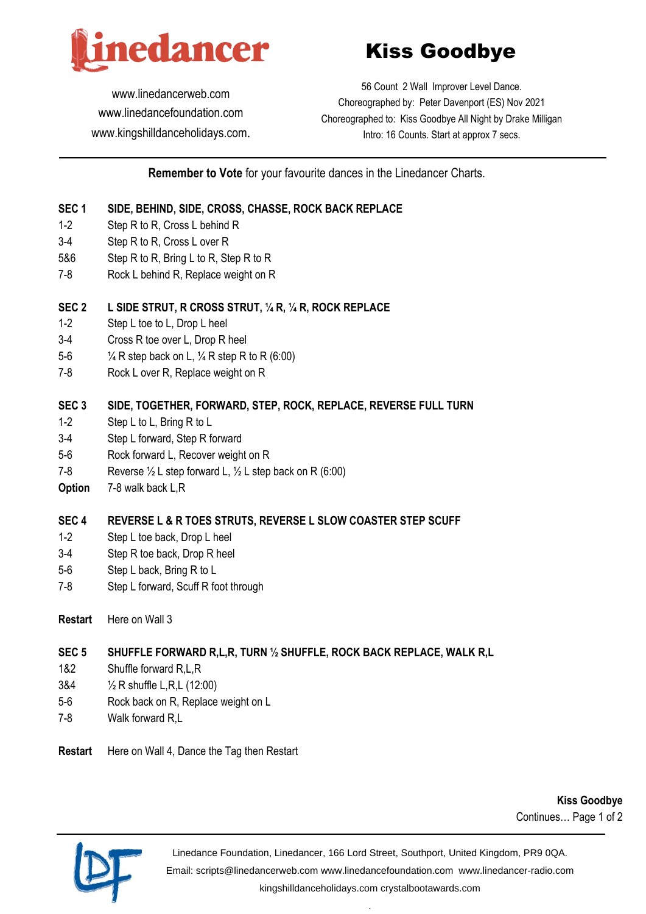# Kiss Goodbye

www.linedancerweb.com
www.linedancefoundation.com
www.kingshilldanceholidays.com.

56 Count 2 Wall Improver Level Dance.
Choreographed by: Peter Davenport (ES) Nov 2021
Choreographed to: Kiss Goodbye All Night by Drake Milligan
Intro: 16 Counts. Start at approx 7 secs.

**Remember to Vote** for your favourite dances in the Linedancer Charts.

| | |
|---|---|
| **SEC 1** | **SIDE, BEHIND, SIDE, CROSS, CHASSE, ROCK BACK REPLACE** |
| 1-2 | Step R to R, Cross L behind R |
| 3-4 | Step R to R, Cross L over R |
| 5&6 | Step R to R, Bring L to R, Step R to R |
| 7-8 | Rock L behind R, Replace weight on R |
| | |
| **SEC 2** | **L SIDE STRUT, R CROSS STRUT, ¼ R, ¼ R, ROCK REPLACE** |
| 1-2 | Step L toe to L, Drop L heel |
| 3-4 | Cross R toe over L, Drop R heel |
| 5-6 | ¼ R step back on L, ¼ R step R to R (6:00) |
| 7-8 | Rock L over R, Replace weight on R |
| | |
| **SEC 3** | **SIDE, TOGETHER, FORWARD, STEP, ROCK, REPLACE, REVERSE FULL TURN** |
| 1-2 | Step L to L, Bring R to L |
| 3-4 | Step L forward, Step R forward |
| 5-6 | Rock forward L, Recover weight on R |
| 7-8 | Reverse ½ L step forward L, ½ L step back on R (6:00) |
| **Option** | 7-8 walk back L,R |
| | |
| **SEC 4** | **REVERSE L & R TOES STRUTS, REVERSE L SLOW COASTER STEP SCUFF** |
| 1-2 | Step L toe back, Drop L heel |
| 3-4 | Step R toe back, Drop R heel |
| 5-6 | Step L back, Bring R to L |
| 7-8 | Step L forward, Scuff R foot through |
| | |
| **Restart** | Here on Wall 3 |
| | |
| **SEC 5** | **SHUFFLE FORWARD R,L,R, TURN ½ SHUFFLE, ROCK BACK REPLACE, WALK R,L** |
| 1&2 | Shuffle forward R,L,R |
| 3&4 | ½ R shuffle L,R,L (12:00) |
| 5-6 | Rock back on R, Replace weight on L |
| 7-8 | Walk forward R,L |
| | |
| **Restart** | Here on Wall 4, Dance the Tag then Restart |

**Kiss Goodbye**
Continues… Page 1 of 2

Linedance Foundation, Linedancer, 166 Lord Street, Southport, United Kingdom, PR9 0QA.
Email: scripts@linedancerweb.com www.linedancefoundation.com www.linedancer-radio.com
kingshilldanceholidays.com crystalbootawards.com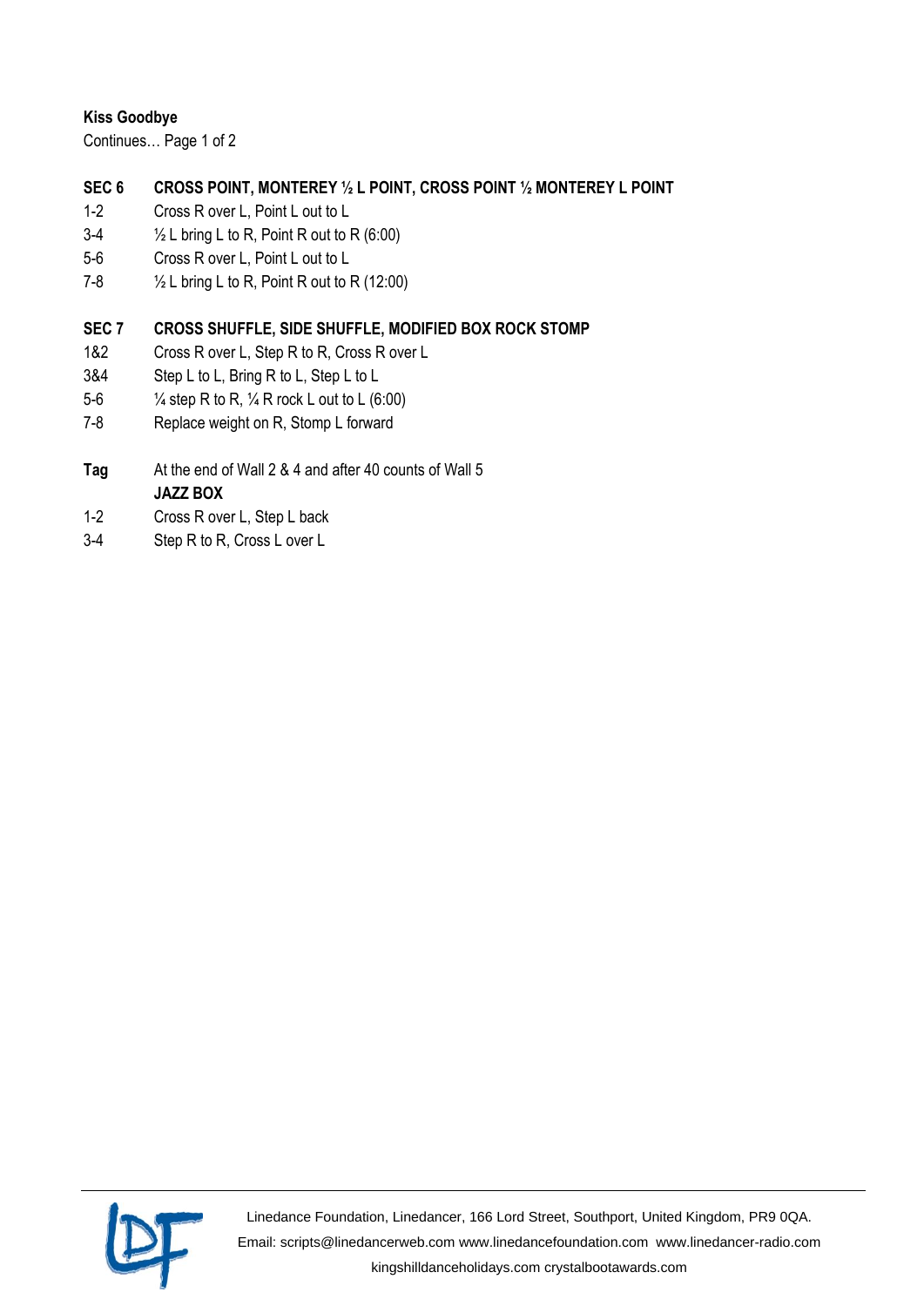**Kiss Goodbye**
Continues… Page 1 of 2

**SEC 6 CROSS POINT, MONTEREY ½ L POINT, CROSS POINT ½ MONTEREY L POINT**

| | |
|---|---|
| 1-2 | Cross R over L, Point L out to L |
| 3-4 | ½ L bring L to R, Point R out to R (6:00) |
| 5-6 | Cross R over L, Point L out to L |
| 7-8 | ½ L bring L to R, Point R out to R (12:00) |

**SEC 7 CROSS SHUFFLE, SIDE SHUFFLE, MODIFIED BOX ROCK STOMP**

| | |
|---|---|
| 1&2 | Cross R over L, Step R to R, Cross R over L |
| 3&4 | Step L to L, Bring R to L, Step L to L |
| 5-6 | ¼ step R to R, ¼ R rock L out to L (6:00) |
| 7-8 | Replace weight on R, Stomp L forward |

**Tag** At the end of Wall 2 & 4 and after 40 counts of Wall 5

**JAZZ BOX**

| | |
|---|---|
| 1-2 | Cross R over L, Step L back |
| 3-4 | Step R to R, Cross L over L |

Linedance Foundation, Linedancer, 166 Lord Street, Southport, United Kingdom, PR9 0QA.
Email: scripts@linedancerweb.com www.linedancefoundation.com www.linedancer-radio.com
kingshilldanceholidays.com crystalbootawards.com